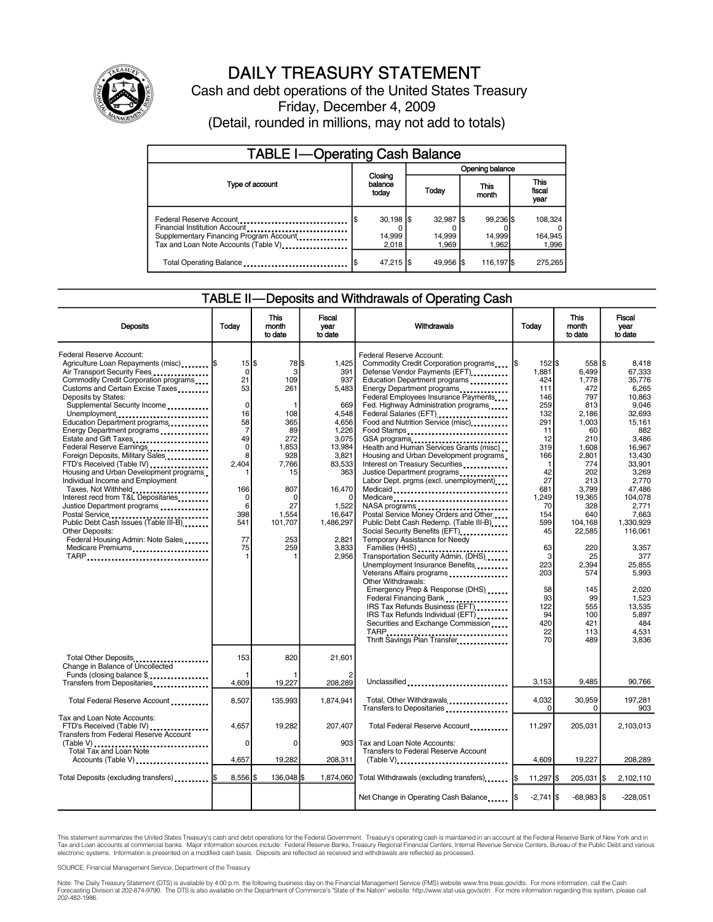# DAILY TREASURY STATEMENT

Cash and debt operations of the United States Treasury

Friday, December 4, 2009

(Detail, rounded in millions, may not add to totals)

## TABLE I—Operating Cash Balance

| Type of account | Closing balance today | Opening balance Today | Opening balance This month | Opening balance This fiscal year |
|---|---|---|---|---|
| Federal Reserve Account | $ 30,198 | $ 32,987 | $ 99,236 | $ 108,324 |
| Financial Institution Account | 0 | 0 | 0 | 0 |
| Supplementary Financing Program Account | 14,999 | 14,999 | 14,999 | 164,945 |
| Tax and Loan Note Accounts (Table V) | 2,018 | 1,969 | 1,962 | 1,996 |
| Total Operating Balance | $ 47,215 | $ 49,956 | $ 116,197 | $ 275,265 |

## TABLE II—Deposits and Withdrawals of Operating Cash

| Deposits | Today | This month to date | Fiscal year to date |
|---|---|---|---|
| Federal Reserve Account: | | | |
| Agriculture Loan Repayments (misc) | $ 15 | $ 78 | $ 1,425 |
| Air Transport Security Fees | 0 | 3 | 391 |
| Commodity Credit Corporation programs | 21 | 109 | 937 |
| Customs and Certain Excise Taxes | 53 | 261 | 5,483 |
| Deposits by States: | | | |
| Supplemental Security Income | 0 | 1 | 669 |
| Unemployment | 16 | 108 | 4,548 |
| Education Department programs | 58 | 365 | 4,656 |
| Energy Department programs | 7 | 89 | 1,226 |
| Estate and Gift Taxes | 49 | 272 | 3,075 |
| Federal Reserve Earnings | 0 | 1,853 | 13,984 |
| Foreign Deposits, Military Sales | 8 | 928 | 3,821 |
| FTD's Received (Table IV) | 2,404 | 7,766 | 83,533 |
| Housing and Urban Development programs | 1 | 15 | 363 |
| Individual Income and Employment Taxes, Not Withheld | 166 | 807 | 16,470 |
| Interest recd from T&L Depositaries | 0 | 0 | 0 |
| Justice Department programs | 6 | 27 | 1,522 |
| Postal Service | 398 | 1,554 | 16,647 |
| Public Debt Cash Issues (Table III-B) | 541 | 101,707 | 1,486,297 |
| Other Deposits: | | | |
| Federal Housing Admin: Note Sales | 77 | 253 | 2,821 |
| Medicare Premiums | 75 | 259 | 3,833 |
| TARP | 1 | 1 | 2,956 |
| Total Other Deposits | 153 | 820 | 21,601 |
| Change in Balance of Uncollected Funds (closing balance $ ) | 1 | 1 | 2 |
| Transfers from Depositaries | 4,609 | 19,227 | 208,289 |
| Total Federal Reserve Account | 8,507 | 135,993 | 1,874,941 |
| Tax and Loan Note Accounts: | | | |
| FTD's Received (Table IV) | 4,657 | 19,282 | 207,407 |
| Transfers from Federal Reserve Account (Table V) | 0 | 0 | 903 |
| Total Tax and Loan Note Accounts (Table V) | 4,657 | 19,282 | 208,311 |
| Total Deposits (excluding transfers) | $ 8,556 | $ 136,048 | $ 1,874,060 |

| Withdrawals | Today | This month to date | Fiscal year to date |
|---|---|---|---|
| Federal Reserve Account: | | | |
| Commodity Credit Corporation programs | $ 152 | $ 558 | $ 8,418 |
| Defense Vendor Payments (EFT) | 1,881 | 6,499 | 67,333 |
| Education Department programs | 424 | 1,778 | 35,776 |
| Energy Department programs | 111 | 472 | 6,265 |
| Federal Employees Insurance Payments | 146 | 797 | 10,863 |
| Fed. Highway Administration programs | 259 | 813 | 9,046 |
| Federal Salaries (EFT) | 132 | 2,186 | 32,693 |
| Food and Nutrition Service (misc) | 291 | 1,003 | 15,161 |
| Food Stamps | 11 | 60 | 882 |
| GSA programs | 12 | 210 | 3,486 |
| Health and Human Services Grants (misc) | 319 | 1,608 | 16,967 |
| Housing and Urban Development programs | 166 | 2,801 | 13,430 |
| Interest on Treasury Securities | 1 | 774 | 33,901 |
| Justice Department programs | 42 | 202 | 3,269 |
| Labor Dept. prgms (excl. unemployment) | 27 | 213 | 2,770 |
| Medicaid | 681 | 3,799 | 47,486 |
| Medicare | 1,249 | 19,365 | 104,078 |
| NASA programs | 70 | 328 | 2,771 |
| Postal Service Money Orders and Other | 154 | 640 | 7,663 |
| Public Debt Cash Redemp. (Table III-B) | 599 | 104,168 | 1,330,929 |
| Social Security Benefits (EFT) | 45 | 22,585 | 116,061 |
| Temporary Assistance for Needy Families (HHS) | 63 | 220 | 3,357 |
| Transportation Security Admin. (DHS) | 3 | 25 | 377 |
| Unemployment Insurance Benefits | 223 | 2,394 | 25,855 |
| Veterans Affairs programs | 203 | 574 | 5,993 |
| Other Withdrawals: | | | |
| Emergency Prep & Response (DHS) | 58 | 145 | 2,020 |
| Federal Financing Bank | 93 | 99 | 1,523 |
| IRS Tax Refunds Business (EFT) | 122 | 555 | 13,535 |
| IRS Tax Refunds Individual (EFT) | 94 | 100 | 5,897 |
| Securities and Exchange Commission | 420 | 421 | 484 |
| TARP | 22 | 113 | 4,531 |
| Thrift Savings Plan Transfer | 70 | 489 | 3,836 |
| Unclassified | 3,153 | 9,485 | 90,766 |
| Total, Other Withdrawals | 4,032 | 30,959 | 197,281 |
| Transfers to Depositaries | 0 | 0 | 903 |
| Total Federal Reserve Account | 11,297 | 205,031 | 2,103,013 |
| Tax and Loan Note Accounts: | | | |
| Transfers to Federal Reserve Account (Table V) | 4,609 | 19,227 | 208,289 |
| Total Withdrawals (excluding transfers) | $ 11,297 | $ 205,031 | $ 2,102,110 |
| Net Change in Operating Cash Balance | $ -2,741 | $ -68,983 | $ -228,051 |

This statement summarizes the United States Treasury's cash and debt operations for the Federal Government. Treasury's operating cash is maintained in an account at the Federal Reserve Bank of New York and in Tax and Loan accounts at commercial banks. Major information sources include: Federal Reserve Banks, Treasury Regional Financial Centers, Internal Revenue Service Centers, Bureau of the Public Debt and various electronic systems. Information is presented on a modified cash basis. Deposits are reflected as received and withdrawals are reflected as processed.

SOURCE: Financial Management Service, Department of the Treasury

Note: The Daily Treasury Statement (DTS) is available by 4:00 p.m. the following business day on the Financial Management Service (FMS) website www.fms.treas.gov/dts. For more information, call the Cash Forecasting Division at 202-874-9790. The DTS is also available on the Department of Commerce's "State of the Nation" website: http://www.stat-usa.gov/sotn. For more information regarding this system, please call 202-482-1986.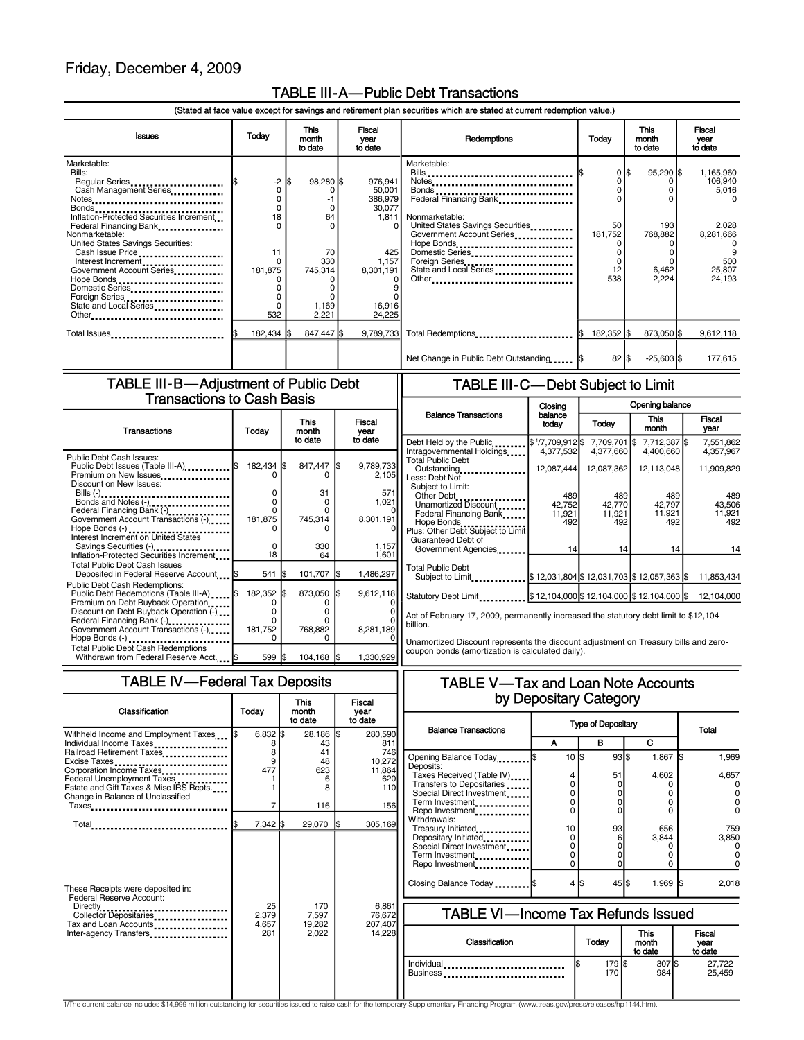Friday, December 4, 2009

## TABLE III-A—Public Debt Transactions

(Stated at face value except for savings and retirement plan securities which are stated at current redemption value.)

| Issues | Today | This month to date | Fiscal year to date | Redemptions | Today | This month to date | Fiscal year to date |
|---|---|---|---|---|---|---|---|
| Marketable: | | | | Marketable: | | | |
| Bills: | | | | Bills | $ 0 | $ 95,290 | $ 1,165,960 |
| Regular Series | $ -2 | $ 98,280 | $ 976,941 | Notes | 0 | 0 | 106,940 |
| Cash Management Series | 0 | 0 | 50,001 | Bonds | 0 | 0 | 5,016 |
| Notes | 0 | -1 | 386,979 | Federal Financing Bank | 0 | 0 | 0 |
| Bonds | 0 | 0 | 30,077 | | | | |
| Inflation-Protected Securities Increment | 18 | 64 | 1,811 | Nonmarketable: | | | |
| Federal Financing Bank | 0 | 0 | 0 | United States Savings Securities | 50 | 193 | 2,028 |
| Nonmarketable: | | | | Government Account Series | 181,752 | 768,882 | 8,281,666 |
| United States Savings Securities: | | | | Hope Bonds | 0 | 0 | 0 |
| Cash Issue Price | 11 | 70 | 425 | Domestic Series | 0 | 0 | 9 |
| Interest Increment | 0 | 330 | 1,157 | Foreign Series | 0 | 0 | 500 |
| Government Account Series | 181,875 | 745,314 | 8,301,191 | State and Local Series | 12 | 6,462 | 25,807 |
| Hope Bonds | 0 | 0 | 0 | Other | 538 | 2,224 | 24,193 |
| Domestic Series | 0 | 0 | 9 | | | | |
| Foreign Series | 0 | 0 | 0 | | | | |
| State and Local Series | 0 | 1,169 | 16,916 | | | | |
| Other | 532 | 2,221 | 24,225 | | | | |
| Total Issues | $ 182,434 | $ 847,447 | $ 9,789,733 | Total Redemptions | $ 182,352 | $ 873,050 | $ 9,612,118 |
| | | | | Net Change in Public Debt Outstanding | $ 82 | $ -25,603 | $ 177,615 |

## TABLE III-B—Adjustment of Public Debt Transactions to Cash Basis

| Transactions | Today | This month to date | Fiscal year to date |
|---|---|---|---|
| Public Debt Cash Issues: | | | |
| Public Debt Issues (Table III-A) | $ 182,434 | $ 847,447 | $ 9,789,733 |
| Premium on New Issues | 0 | 0 | 2,105 |
| Discount on New Issues: | | | |
| Bills (-) | 0 | 31 | 571 |
| Bonds and Notes (-) | 0 | 0 | 1,021 |
| Federal Financing Bank (-) | 0 | 0 | 0 |
| Government Account Transactions (-) | 181,875 | 745,314 | 8,301,191 |
| Hope Bonds (-) | 0 | 0 | 0 |
| Interest Increment on United States Savings Securities (-) | 0 | 330 | 1,157 |
| Inflation-Protected Securities Increment | 18 | 64 | 1,601 |
| Total Public Debt Cash Issues Deposited in Federal Reserve Account | $ 541 | $ 101,707 | $ 1,486,297 |
| Public Debt Cash Redemptions: | | | |
| Public Debt Redemptions (Table III-A) | $ 182,352 | $ 873,050 | $ 9,612,118 |
| Premium on Debt Buyback Operation | 0 | 0 | 0 |
| Discount on Debt Buyback Operation (-) | 0 | 0 | 0 |
| Federal Financing Bank (-) | 0 | 0 | 0 |
| Government Account Transactions (-) | 181,752 | 768,882 | 8,281,189 |
| Hope Bonds (-) | 0 | 0 | 0 |
| Total Public Debt Cash Redemptions Withdrawn from Federal Reserve Acct. | $ 599 | $ 104,168 | $ 1,330,929 |

## TABLE III-C—Debt Subject to Limit

| Balance Transactions | Closing balance today | Opening balance Today | Opening balance This month | Opening balance Fiscal year |
|---|---|---|---|---|
| Debt Held by the Public | $ [1]7,709,912 | $ 7,709,701 | $ 7,712,387 | $ 7,551,862 |
| Intragovernmental Holdings | 4,377,532 | 4,377,660 | 4,400,660 | 4,357,967 |
| Total Public Debt Outstanding | 12,087,444 | 12,087,362 | 12,113,048 | 11,909,829 |
| Less: Debt Not Subject to Limit: | | | | |
| Other Debt | 489 | 489 | 489 | 489 |
| Unamortized Discount | 42,752 | 42,770 | 42,797 | 43,506 |
| Federal Financing Bank | 11,921 | 11,921 | 11,921 | 11,921 |
| Hope Bonds | 492 | 492 | 492 | 492 |
| Plus: Other Debt Subject to Limit | | | | |
| Guaranteed Debt of Government Agencies | 14 | 14 | 14 | 14 |
| Total Public Debt Subject to Limit | $ 12,031,804 | $ 12,031,703 | $ 12,057,363 | $ 11,853,434 |
| Statutory Debt Limit | $ 12,104,000 | $ 12,104,000 | $ 12,104,000 | $ 12,104,000 |

Act of February 17, 2009, permanently increased the statutory debt limit to $12,104 billion.

Unamortized Discount represents the discount adjustment on Treasury bills and zero-coupon bonds (amortization is calculated daily).

## TABLE IV—Federal Tax Deposits

| Classification | Today | This month to date | Fiscal year to date |
|---|---|---|---|
| Withheld Income and Employment Taxes | $ 6,832 | $ 28,186 | $ 280,590 |
| Individual Income Taxes | 8 | 43 | 811 |
| Railroad Retirement Taxes | 8 | 41 | 746 |
| Excise Taxes | 9 | 48 | 10,272 |
| Corporation Income Taxes | 477 | 623 | 11,864 |
| Federal Unemployment Taxes | 1 | 6 | 620 |
| Estate and Gift Taxes & Misc IRS Rcpts. | 1 | 8 | 110 |
| Change in Balance of Unclassified Taxes | 7 | 116 | 156 |
| Total | $ 7,342 | $ 29,070 | $ 305,169 |
| These Receipts were deposited in: | | | |
| Federal Reserve Account: | | | |
| Directly | 25 | 170 | 6,861 |
| Collector Depositaries | 2,379 | 7,597 | 76,672 |
| Tax and Loan Accounts | 4,657 | 19,282 | 207,407 |
| Inter-agency Transfers | 281 | 2,022 | 14,228 |

## TABLE V—Tax and Loan Note Accounts by Depositary Category

| Balance Transactions | A | B | C | Total |
|---|---|---|---|---|
| Opening Balance Today | $ 10 | $ 93 | $ 1,867 | $ 1,969 |
| Deposits: | | | | |
| Taxes Received (Table IV) | 4 | 51 | 4,602 | 4,657 |
| Transfers to Depositaries | 0 | 0 | 0 | 0 |
| Special Direct Investment | 0 | 0 | 0 | 0 |
| Term Investment | 0 | 0 | 0 | 0 |
| Repo Investment | 0 | 0 | 0 | 0 |
| Withdrawals: | | | | |
| Treasury Initiated | 10 | 93 | 656 | 759 |
| Depositary Initiated | 0 | 6 | 3,844 | 3,850 |
| Special Direct Investment | 0 | 0 | 0 | 0 |
| Term Investment | 0 | 0 | 0 | 0 |
| Repo Investment | 0 | 0 | 0 | 0 |
| Closing Balance Today | $ 4 | $ 45 | $ 1,969 | $ 2,018 |

## TABLE VI—Income Tax Refunds Issued

| Classification | Today | This month to date | Fiscal year to date |
|---|---|---|---|
| Individual | $ 179 | $ 307 | $ 27,722 |
| Business | 170 | 984 | 25,459 |

1/The current balance includes $14,999 million outstanding for securities issued to raise cash for the temporary Supplementary Financing Program (www.treas.gov/press/releases/hp1144.htm).